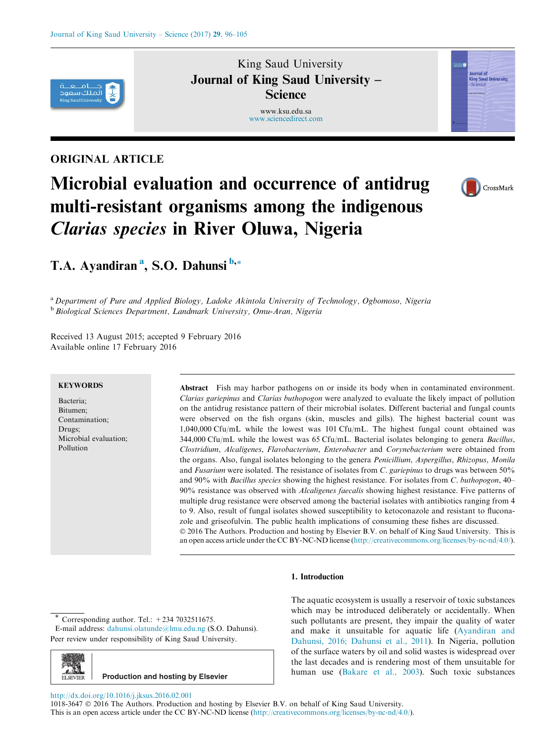ORIGINAL ARTICLE

# Microbial evaluation and occurrence of antidrug multi-resistant organisms among the indigenous *Clarias species* in River Oluwa, Nigeria

T.A. Ayandiran [a], S.O. Dahunsi [b,*]

[a] Department of Pure and Applied Biology, Ladoke Akintola University of Technology, Ogbomoso, Nigeria
[b] Biological Sciences Department, Landmark University, Omu-Aran, Nigeria

Received 13 August 2015; accepted 9 February 2016
Available online 17 February 2016

**KEYWORDS**

Bacteria;
Bitumen;
Contamination;
Drugs;
Microbial evaluation;
Pollution

**Abstract** Fish may harbor pathogens on or inside its body when in contaminated environment. *Clarias gariepinus* and *Clarias buthopogon* were analyzed to evaluate the likely impact of pollution on the antidrug resistance pattern of their microbial isolates. Different bacterial and fungal counts were observed on the fish organs (skin, muscles and gills). The highest bacterial count was 1,040,000 Cfu/mL while the lowest was 101 Cfu/mL. The highest fungal count obtained was 344,000 Cfu/mL while the lowest was 65 Cfu/mL. Bacterial isolates belonging to genera *Bacillus*, *Clostridium*, *Alcaligenes*, *Flavobacterium*, *Enterobacter* and *Corynebacterium* were obtained from the organs. Also, fungal isolates belonging to the genera *Penicillium*, *Aspergillus*, *Rhizopus*, *Monila* and *Fusarium* were isolated. The resistance of isolates from *C. gariepinus* to drugs was between 50% and 90% with *Bacillus species* showing the highest resistance. For isolates from *C. buthopogon*, 40–90% resistance was observed with *Alcaligenes faecalis* showing highest resistance. Five patterns of multiple drug resistance were observed among the bacterial isolates with antibiotics ranging from 4 to 9. Also, result of fungal isolates showed susceptibility to ketoconazole and resistant to fluconazole and griseofulvin. The public health implications of consuming these fishes are discussed.

© 2016 The Authors. Production and hosting by Elsevier B.V. on behalf of King Saud University. This is an open access article under the CC BY-NC-ND license (http://creativecommons.org/licenses/by-nc-nd/4.0/).

## 1. Introduction

The aquatic ecosystem is usually a reservoir of toxic substances which may be introduced deliberately or accidentally. When such pollutants are present, they impair the quality of water and make it unsuitable for aquatic life (Ayandiran and Dahunsi, 2016; Dahunsi et al., 2011). In Nigeria, pollution of the surface waters by oil and solid wastes is widespread over the last decades and is rendering most of them unsuitable for human use (Bakare et al., 2003). Such toxic substances

\* Corresponding author. Tel.: +234 7032511675.
E-mail address: dahunsi.olatunde@lmu.edu.ng (S.O. Dahunsi).
Peer review under responsibility of King Saud University.

Production and hosting by Elsevier

http://dx.doi.org/10.1016/j.jksus.2016.02.001
1018-3647 © 2016 The Authors. Production and hosting by Elsevier B.V. on behalf of King Saud University.
This is an open access article under the CC BY-NC-ND license (http://creativecommons.org/licenses/by-nc-nd/4.0/).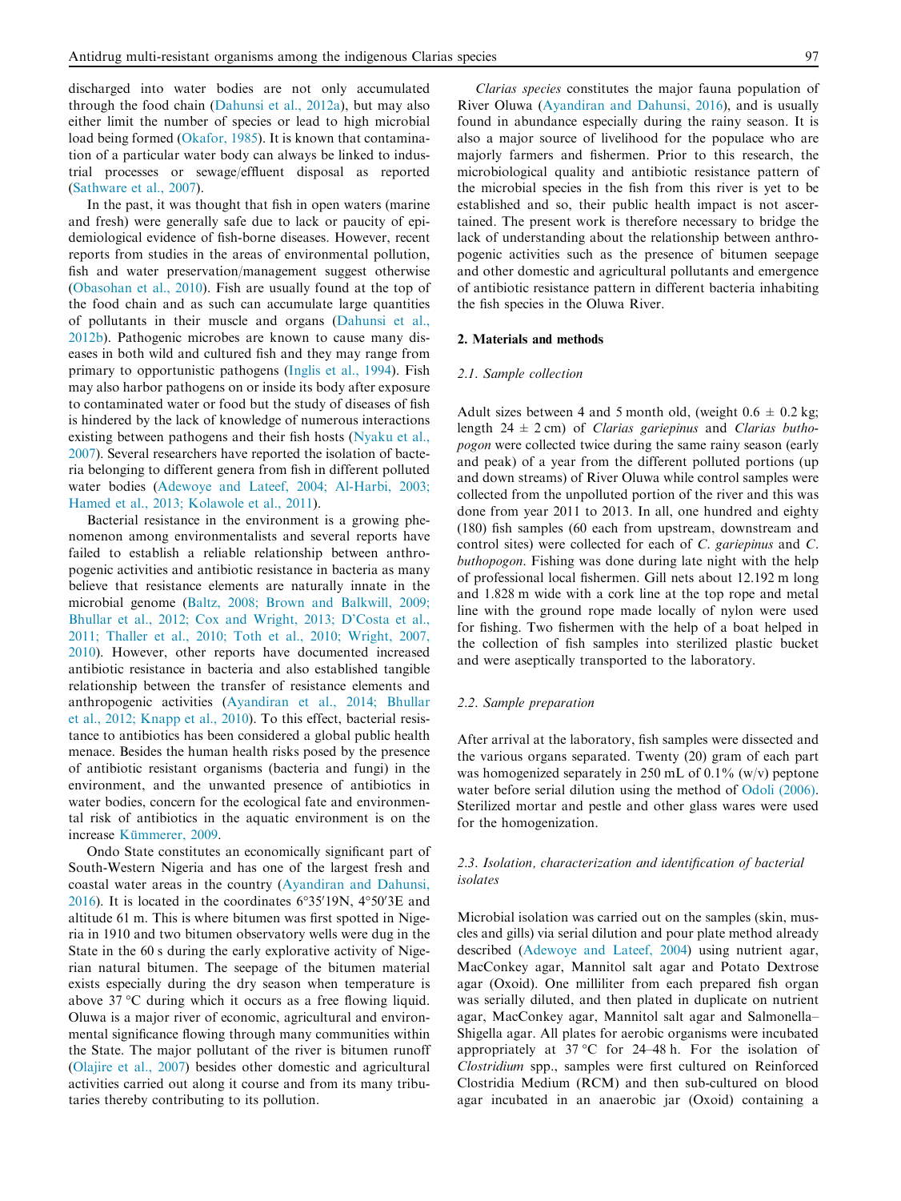discharged into water bodies are not only accumulated through the food chain (Dahunsi et al., 2012a), but may also either limit the number of species or lead to high microbial load being formed (Okafor, 1985). It is known that contamination of a particular water body can always be linked to industrial processes or sewage/effluent disposal as reported (Sathware et al., 2007).

In the past, it was thought that fish in open waters (marine and fresh) were generally safe due to lack or paucity of epidemiological evidence of fish-borne diseases. However, recent reports from studies in the areas of environmental pollution, fish and water preservation/management suggest otherwise (Obasohan et al., 2010). Fish are usually found at the top of the food chain and as such can accumulate large quantities of pollutants in their muscle and organs (Dahunsi et al., 2012b). Pathogenic microbes are known to cause many diseases in both wild and cultured fish and they may range from primary to opportunistic pathogens (Inglis et al., 1994). Fish may also harbor pathogens on or inside its body after exposure to contaminated water or food but the study of diseases of fish is hindered by the lack of knowledge of numerous interactions existing between pathogens and their fish hosts (Nyaku et al., 2007). Several researchers have reported the isolation of bacteria belonging to different genera from fish in different polluted water bodies (Adewoye and Lateef, 2004; Al-Harbi, 2003; Hamed et al., 2013; Kolawole et al., 2011).

Bacterial resistance in the environment is a growing phenomenon among environmentalists and several reports have failed to establish a reliable relationship between anthropogenic activities and antibiotic resistance in bacteria as many believe that resistance elements are naturally innate in the microbial genome (Baltz, 2008; Brown and Balkwill, 2009; Bhullar et al., 2012; Cox and Wright, 2013; D'Costa et al., 2011; Thaller et al., 2010; Toth et al., 2010; Wright, 2007, 2010). However, other reports have documented increased antibiotic resistance in bacteria and also established tangible relationship between the transfer of resistance elements and anthropogenic activities (Ayandiran et al., 2014; Bhullar et al., 2012; Knapp et al., 2010). To this effect, bacterial resistance to antibiotics has been considered a global public health menace. Besides the human health risks posed by the presence of antibiotic resistant organisms (bacteria and fungi) in the environment, and the unwanted presence of antibiotics in water bodies, concern for the ecological fate and environmental risk of antibiotics in the aquatic environment is on the increase Kümmerer, 2009.

Ondo State constitutes an economically significant part of South-Western Nigeria and has one of the largest fresh and coastal water areas in the country (Ayandiran and Dahunsi, 2016). It is located in the coordinates 6°35′19N, 4°50′3E and altitude 61 m. This is where bitumen was first spotted in Nigeria in 1910 and two bitumen observatory wells were dug in the State in the 60 s during the early explorative activity of Nigerian natural bitumen. The seepage of the bitumen material exists especially during the dry season when temperature is above 37 °C during which it occurs as a free flowing liquid. Oluwa is a major river of economic, agricultural and environmental significance flowing through many communities within the State. The major pollutant of the river is bitumen runoff (Olajire et al., 2007) besides other domestic and agricultural activities carried out along it course and from its many tributaries thereby contributing to its pollution.

*Clarias species* constitutes the major fauna population of River Oluwa (Ayandiran and Dahunsi, 2016), and is usually found in abundance especially during the rainy season. It is also a major source of livelihood for the populace who are majorly farmers and fishermen. Prior to this research, the microbiological quality and antibiotic resistance pattern of the microbial species in the fish from this river is yet to be established and so, their public health impact is not ascertained. The present work is therefore necessary to bridge the lack of understanding about the relationship between anthropogenic activities such as the presence of bitumen seepage and other domestic and agricultural pollutants and emergence of antibiotic resistance pattern in different bacteria inhabiting the fish species in the Oluwa River.

## 2. Materials and methods

### 2.1. Sample collection

Adult sizes between 4 and 5 month old, (weight $0.6 \pm 0.2$ kg; length $24 \pm 2$ cm) of *Clarias gariepinus* and *Clarias buthopogon* were collected twice during the same rainy season (early and peak) of a year from the different polluted portions (up and down streams) of River Oluwa while control samples were collected from the unpolluted portion of the river and this was done from year 2011 to 2013. In all, one hundred and eighty (180) fish samples (60 each from upstream, downstream and control sites) were collected for each of *C. gariepinus* and *C. buthopogon*. Fishing was done during late night with the help of professional local fishermen. Gill nets about 12.192 m long and 1.828 m wide with a cork line at the top rope and metal line with the ground rope made locally of nylon were used for fishing. Two fishermen with the help of a boat helped in the collection of fish samples into sterilized plastic bucket and were aseptically transported to the laboratory.

### 2.2. Sample preparation

After arrival at the laboratory, fish samples were dissected and the various organs separated. Twenty (20) gram of each part was homogenized separately in 250 mL of 0.1% (w/v) peptone water before serial dilution using the method of Odoli (2006). Sterilized mortar and pestle and other glass wares were used for the homogenization.

### 2.3. Isolation, characterization and identification of bacterial isolates

Microbial isolation was carried out on the samples (skin, muscles and gills) via serial dilution and pour plate method already described (Adewoye and Lateef, 2004) using nutrient agar, MacConkey agar, Mannitol salt agar and Potato Dextrose agar (Oxoid). One milliliter from each prepared fish organ was serially diluted, and then plated in duplicate on nutrient agar, MacConkey agar, Mannitol salt agar and Salmonella–Shigella agar. All plates for aerobic organisms were incubated appropriately at 37 °C for 24–48 h. For the isolation of *Clostridium* spp., samples were first cultured on Reinforced Clostridia Medium (RCM) and then sub-cultured on blood agar incubated in an anaerobic jar (Oxoid) containing a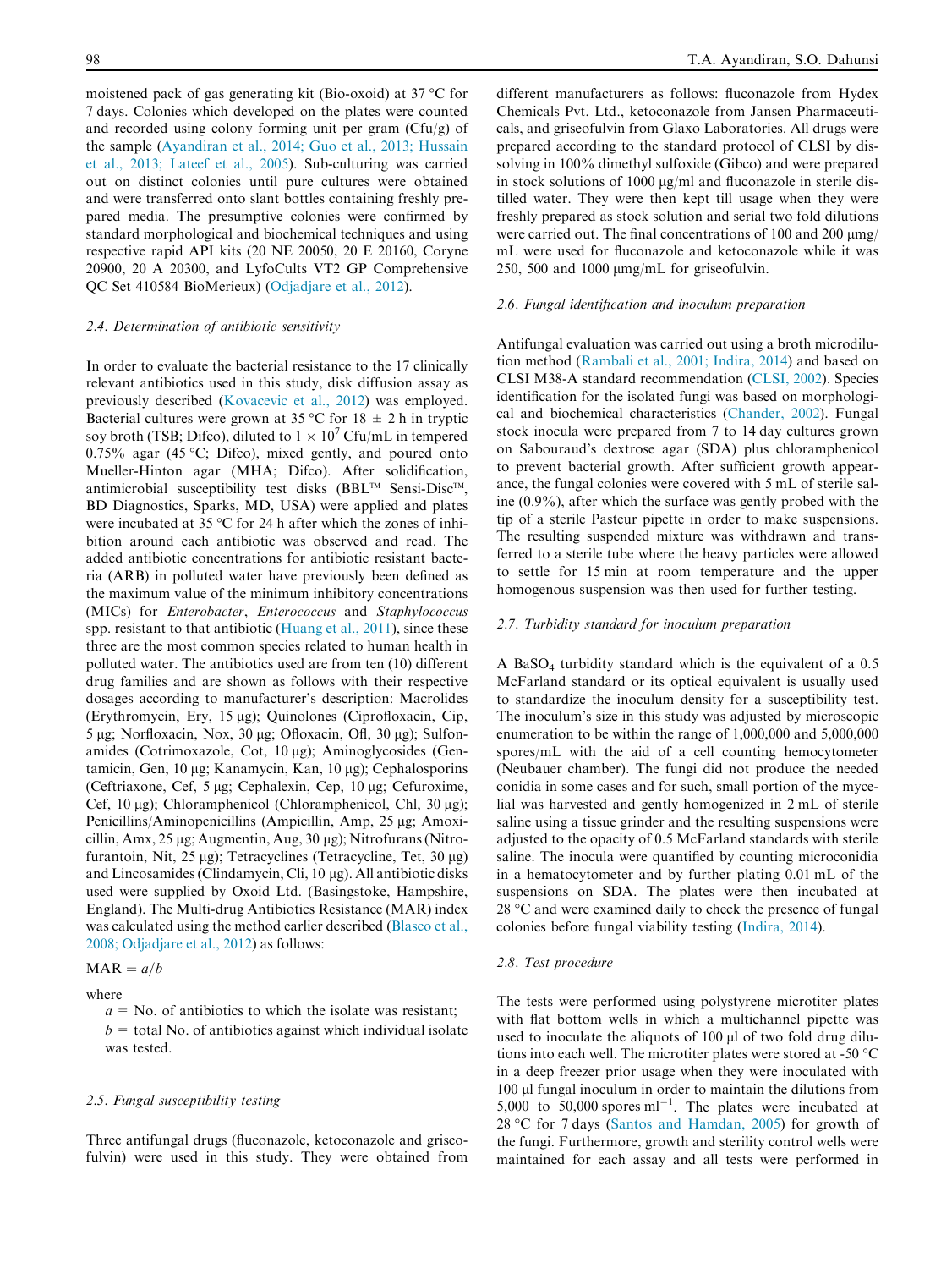moistened pack of gas generating kit (Bio-oxoid) at 37 °C for 7 days. Colonies which developed on the plates were counted and recorded using colony forming unit per gram (Cfu/g) of the sample (Ayandiran et al., 2014; Guo et al., 2013; Hussain et al., 2013; Lateef et al., 2005). Sub-culturing was carried out on distinct colonies until pure cultures were obtained and were transferred onto slant bottles containing freshly prepared media. The presumptive colonies were confirmed by standard morphological and biochemical techniques and using respective rapid API kits (20 NE 20050, 20 E 20160, Coryne 20900, 20 A 20300, and LyfoCults VT2 GP Comprehensive QC Set 410584 BioMerieux) (Odjadjare et al., 2012).

### 2.4. Determination of antibiotic sensitivity

In order to evaluate the bacterial resistance to the 17 clinically relevant antibiotics used in this study, disk diffusion assay as previously described (Kovacevic et al., 2012) was employed. Bacterial cultures were grown at 35 °C for 18 ± 2 h in tryptic soy broth (TSB; Difco), diluted to $1 \times 10^7$ Cfu/mL in tempered 0.75% agar (45 °C; Difco), mixed gently, and poured onto Mueller-Hinton agar (MHA; Difco). After solidification, antimicrobial susceptibility test disks (BBL™ Sensi-Disc™, BD Diagnostics, Sparks, MD, USA) were applied and plates were incubated at 35 °C for 24 h after which the zones of inhibition around each antibiotic was observed and read. The added antibiotic concentrations for antibiotic resistant bacteria (ARB) in polluted water have previously been defined as the maximum value of the minimum inhibitory concentrations (MICs) for *Enterobacter*, *Enterococcus* and *Staphylococcus* spp. resistant to that antibiotic (Huang et al., 2011), since these three are the most common species related to human health in polluted water. The antibiotics used are from ten (10) different drug families and are shown as follows with their respective dosages according to manufacturer's description: Macrolides (Erythromycin, Ery, 15 µg); Quinolones (Ciprofloxacin, Cip, 5 µg; Norfloxacin, Nox, 30 µg; Ofloxacin, Ofl, 30 µg); Sulfonamides (Cotrimoxazole, Cot, 10 µg); Aminoglycosides (Gentamicin, Gen, 10 µg; Kanamycin, Kan, 10 µg); Cephalosporins (Ceftriaxone, Cef, 5 µg; Cephalexin, Cep, 10 µg; Cefuroxime, Cef, 10 µg); Chloramphenicol (Chloramphenicol, Chl, 30 µg); Penicillins/Aminopenicillins (Ampicillin, Amp, 25 µg; Amoxicillin, Amx, 25 µg; Augmentin, Aug, 30 µg); Nitrofurans (Nitrofurantoin, Nit, 25 µg); Tetracyclines (Tetracycline, Tet, 30 µg) and Lincosamides (Clindamycin, Cli, 10 µg). All antibiotic disks used were supplied by Oxoid Ltd. (Basingstoke, Hampshire, England). The Multi-drug Antibiotics Resistance (MAR) index was calculated using the method earlier described (Blasco et al., 2008; Odjadjare et al., 2012) as follows:

$$\text{MAR} = a/b$$

where

$a$ = No. of antibiotics to which the isolate was resistant;
$b$ = total No. of antibiotics against which individual isolate was tested.

### 2.5. Fungal susceptibility testing

Three antifungal drugs (fluconazole, ketoconazole and griseofulvin) were used in this study. They were obtained from different manufacturers as follows: fluconazole from Hydex Chemicals Pvt. Ltd., ketoconazole from Jansen Pharmaceuticals, and griseofulvin from Glaxo Laboratories. All drugs were prepared according to the standard protocol of CLSI by dissolving in 100% dimethyl sulfoxide (Gibco) and were prepared in stock solutions of 1000 µg/ml and fluconazole in sterile distilled water. They were then kept till usage when they were freshly prepared as stock solution and serial two fold dilutions were carried out. The final concentrations of 100 and 200 µmg/mL were used for fluconazole and ketoconazole while it was 250, 500 and 1000 µmg/mL for griseofulvin.

### 2.6. Fungal identification and inoculum preparation

Antifungal evaluation was carried out using a broth microdilution method (Rambali et al., 2001; Indira, 2014) and based on CLSI M38-A standard recommendation (CLSI, 2002). Species identification for the isolated fungi was based on morphological and biochemical characteristics (Chander, 2002). Fungal stock inocula were prepared from 7 to 14 day cultures grown on Sabouraud's dextrose agar (SDA) plus chloramphenicol to prevent bacterial growth. After sufficient growth appearance, the fungal colonies were covered with 5 mL of sterile saline (0.9%), after which the surface was gently probed with the tip of a sterile Pasteur pipette in order to make suspensions. The resulting suspended mixture was withdrawn and transferred to a sterile tube where the heavy particles were allowed to settle for 15 min at room temperature and the upper homogenous suspension was then used for further testing.

### 2.7. Turbidity standard for inoculum preparation

A $BaSO_4$ turbidity standard which is the equivalent of a 0.5 McFarland standard or its optical equivalent is usually used to standardize the inoculum density for a susceptibility test. The inoculum's size in this study was adjusted by microscopic enumeration to be within the range of 1,000,000 and 5,000,000 spores/mL with the aid of a cell counting hemocytometer (Neubauer chamber). The fungi did not produce the needed conidia in some cases and for such, small portion of the mycelial was harvested and gently homogenized in 2 mL of sterile saline using a tissue grinder and the resulting suspensions were adjusted to the opacity of 0.5 McFarland standards with sterile saline. The inocula were quantified by counting microconidia in a hematocytometer and by further plating 0.01 mL of the suspensions on SDA. The plates were then incubated at 28 °C and were examined daily to check the presence of fungal colonies before fungal viability testing (Indira, 2014).

### 2.8. Test procedure

The tests were performed using polystyrene microtiter plates with flat bottom wells in which a multichannel pipette was used to inoculate the aliquots of 100 µl of two fold drug dilutions into each well. The microtiter plates were stored at -50 °C in a deep freezer prior usage when they were inoculated with 100 µl fungal inoculum in order to maintain the dilutions from 5,000 to 50,000 spores $\text{ml}^{-1}$. The plates were incubated at 28 °C for 7 days (Santos and Hamdan, 2005) for growth of the fungi. Furthermore, growth and sterility control wells were maintained for each assay and all tests were performed in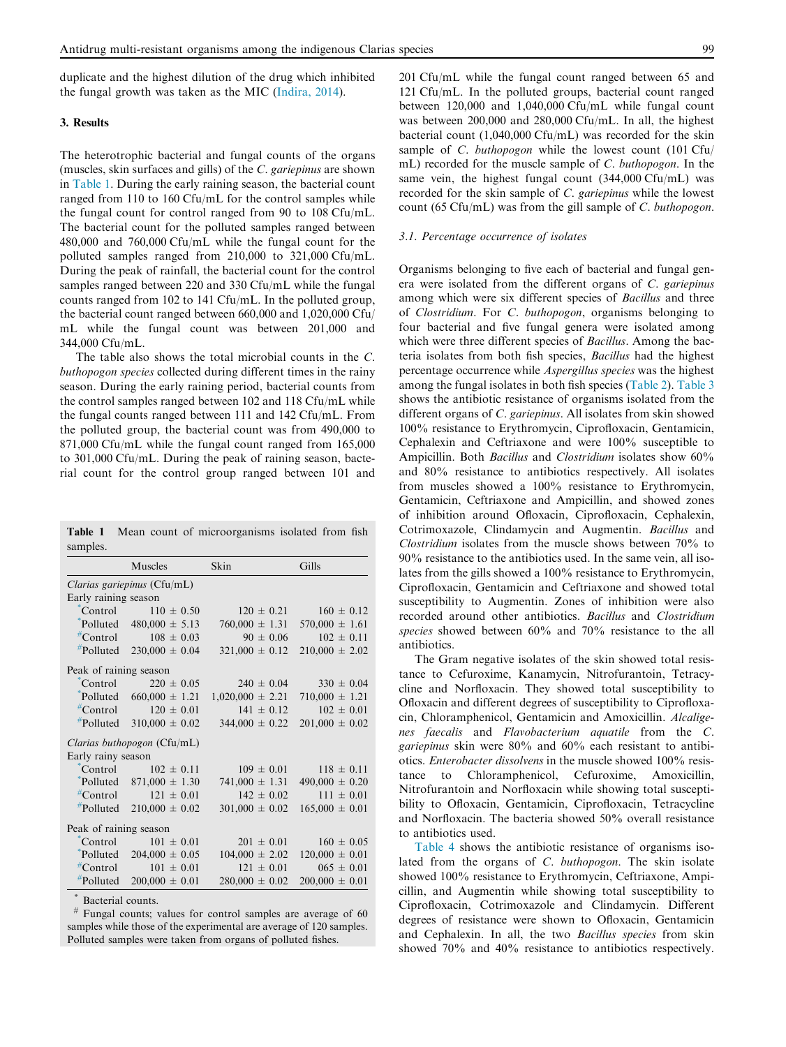duplicate and the highest dilution of the drug which inhibited the fungal growth was taken as the MIC (Indira, 2014).

## 3. Results

The heterotrophic bacterial and fungal counts of the organs (muscles, skin surfaces and gills) of the *C. gariepinus* are shown in Table 1. During the early raining season, the bacterial count ranged from 110 to 160 Cfu/mL for the control samples while the fungal count for control ranged from 90 to 108 Cfu/mL. The bacterial count for the polluted samples ranged between 480,000 and 760,000 Cfu/mL while the fungal count for the polluted samples ranged from 210,000 to 321,000 Cfu/mL. During the peak of rainfall, the bacterial count for the control samples ranged between 220 and 330 Cfu/mL while the fungal counts ranged from 102 to 141 Cfu/mL. In the polluted group, the bacterial count ranged between 660,000 and 1,020,000 Cfu/mL while the fungal count was between 201,000 and 344,000 Cfu/mL.

The table also shows the total microbial counts in the *C. buthopogon species* collected during different times in the rainy season. During the early raining period, bacterial counts from the control samples ranged between 102 and 118 Cfu/mL while the fungal counts ranged between 111 and 142 Cfu/mL. From the polluted group, the bacterial count was from 490,000 to 871,000 Cfu/mL while the fungal count ranged from 165,000 to 301,000 Cfu/mL. During the peak of raining season, bacterial count for the control group ranged between 101 and 201 Cfu/mL while the fungal count ranged between 65 and 121 Cfu/mL. In the polluted groups, bacterial count ranged between 120,000 and 1,040,000 Cfu/mL while fungal count was between 200,000 and 280,000 Cfu/mL. In all, the highest bacterial count (1,040,000 Cfu/mL) was recorded for the skin sample of *C. buthopogon* while the lowest count (101 Cfu/mL) recorded for the muscle sample of *C. buthopogon*. In the same vein, the highest fungal count (344,000 Cfu/mL) was recorded for the skin sample of *C. gariepinus* while the lowest count (65 Cfu/mL) was from the gill sample of *C. buthopogon*.

**Table 1** Mean count of microorganisms isolated from fish samples.

| | Muscles | Skin | Gills |
|---|---|---|---|
| *Clarias gariepinus* (Cfu/mL) | | | |
| Early raining season | | | |
| *Control | 110 ± 0.50 | 120 ± 0.21 | 160 ± 0.12 |
| *Polluted | 480,000 ± 5.13 | 760,000 ± 1.31 | 570,000 ± 1.61 |
| #Control | 108 ± 0.03 | 90 ± 0.06 | 102 ± 0.11 |
| #Polluted | 230,000 ± 0.04 | 321,000 ± 0.12 | 210,000 ± 2.02 |
| Peak of raining season | | | |
| *Control | 220 ± 0.05 | 240 ± 0.04 | 330 ± 0.04 |
| *Polluted | 660,000 ± 1.21 | 1,020,000 ± 2.21 | 710,000 ± 1.21 |
| #Control | 120 ± 0.01 | 141 ± 0.12 | 102 ± 0.01 |
| #Polluted | 310,000 ± 0.02 | 344,000 ± 0.22 | 201,000 ± 0.02 |
| *Clarias buthopogon* (Cfu/mL) | | | |
| Early rainy season | | | |
| *Control | 102 ± 0.11 | 109 ± 0.01 | 118 ± 0.11 |
| *Polluted | 871,000 ± 1.30 | 741,000 ± 1.31 | 490,000 ± 0.20 |
| #Control | 121 ± 0.01 | 142 ± 0.02 | 111 ± 0.01 |
| #Polluted | 210,000 ± 0.02 | 301,000 ± 0.02 | 165,000 ± 0.01 |
| Peak of raining season | | | |
| *Control | 101 ± 0.01 | 201 ± 0.01 | 160 ± 0.05 |
| *Polluted | 204,000 ± 0.05 | 104,000 ± 2.02 | 120,000 ± 0.01 |
| #Control | 101 ± 0.01 | 121 ± 0.01 | 065 ± 0.01 |
| #Polluted | 200,000 ± 0.01 | 280,000 ± 0.02 | 200,000 ± 0.01 |

\* Bacterial counts.

\# Fungal counts; values for control samples are average of 60 samples while those of the experimental are average of 120 samples. Polluted samples were taken from organs of polluted fishes.

### 3.1. Percentage occurrence of isolates

Organisms belonging to five each of bacterial and fungal genera were isolated from the different organs of *C. gariepinus* among which were six different species of *Bacillus* and three of *Clostridium*. For *C. buthopogon*, organisms belonging to four bacterial and five fungal genera were isolated among which were three different species of *Bacillus*. Among the bacteria isolates from both fish species, *Bacillus* had the highest percentage occurrence while *Aspergillus species* was the highest among the fungal isolates in both fish species (Table 2). Table 3 shows the antibiotic resistance of organisms isolated from the different organs of *C. gariepinus*. All isolates from skin showed 100% resistance to Erythromycin, Ciprofloxacin, Gentamicin, Cephalexin and Ceftriaxone and were 100% susceptible to Ampicillin. Both *Bacillus* and *Clostridium* isolates show 60% and 80% resistance to antibiotics respectively. All isolates from muscles showed a 100% resistance to Erythromycin, Gentamicin, Ceftriaxone and Ampicillin, and showed zones of inhibition around Ofloxacin, Ciprofloxacin, Cephalexin, Cotrimoxazole, Clindamycin and Augmentin. *Bacillus* and *Clostridium* isolates from the muscle shows between 70% to 90% resistance to the antibiotics used. In the same vein, all isolates from the gills showed a 100% resistance to Erythromycin, Ciprofloxacin, Gentamicin and Ceftriaxone and showed total susceptibility to Augmentin. Zones of inhibition were also recorded around other antibiotics. *Bacillus* and *Clostridium species* showed between 60% and 70% resistance to the all antibiotics.

The Gram negative isolates of the skin showed total resistance to Cefuroxime, Kanamycin, Nitrofurantoin, Tetracycline and Norfloxacin. They showed total susceptibility to Ofloxacin and different degrees of susceptibility to Ciprofloxacin, Chloramphenicol, Gentamicin and Amoxicillin. *Alcaligenes faecalis* and *Flavobacterium aquatile* from the *C. gariepinus* skin were 80% and 60% each resistant to antibiotics. *Enterobacter dissolvens* in the muscle showed 100% resistance to Chloramphenicol, Cefuroxime, Amoxicillin, Nitrofurantoin and Norfloxacin while showing total susceptibility to Ofloxacin, Gentamicin, Ciprofloxacin, Tetracycline and Norfloxacin. The bacteria showed 50% overall resistance to antibiotics used.

Table 4 shows the antibiotic resistance of organisms isolated from the organs of *C. buthopogon*. The skin isolate showed 100% resistance to Erythromycin, Ceftriaxone, Ampicillin, and Augmentin while showing total susceptibility to Ciprofloxacin, Cotrimoxazole and Clindamycin. Different degrees of resistance were shown to Ofloxacin, Gentamicin and Cephalexin. In all, the two *Bacillus species* from skin showed 70% and 40% resistance to antibiotics respectively.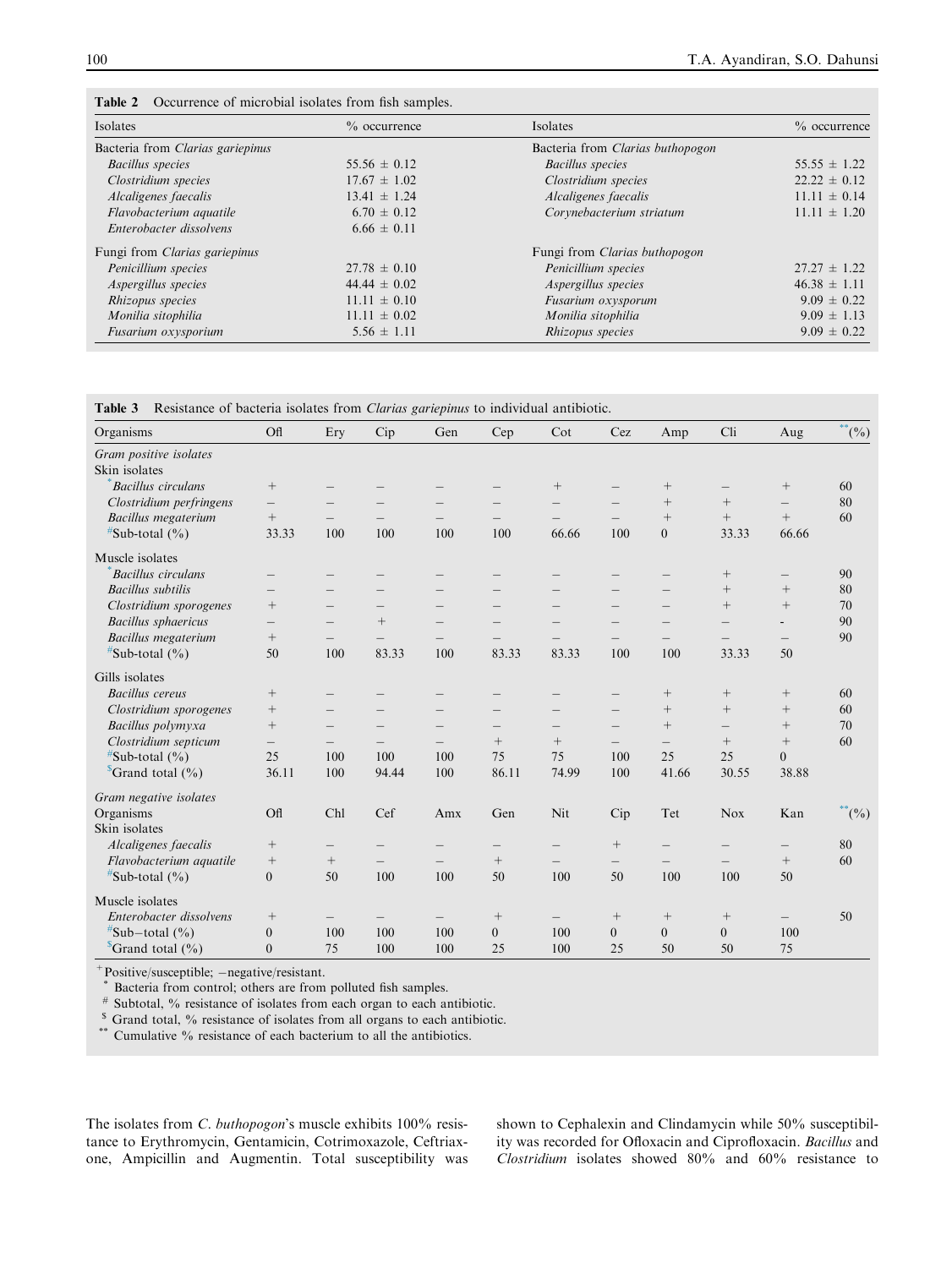**Table 2** Occurrence of microbial isolates from fish samples.

| Isolates | % occurrence | Isolates | % occurrence |
|---|---|---|---|
| Bacteria from *Clarias gariepinus* | | Bacteria from *Clarias buthopogon* | |
| *Bacillus species* | 55.56 ± 0.12 | *Bacillus species* | 55.55 ± 1.22 |
| *Clostridium species* | 17.67 ± 1.02 | *Clostridium species* | 22.22 ± 0.12 |
| *Alcaligenes faecalis* | 13.41 ± 1.24 | *Alcaligenes faecalis* | 11.11 ± 0.14 |
| *Flavobacterium aquatile* | 6.70 ± 0.12 | *Corynebacterium striatum* | 11.11 ± 1.20 |
| *Enterobacter dissolvens* | 6.66 ± 0.11 | | |
| Fungi from *Clarias gariepinus* | | Fungi from *Clarias buthopogon* | |
| *Penicillium species* | 27.78 ± 0.10 | *Penicillium species* | 27.27 ± 1.22 |
| *Aspergillus species* | 44.44 ± 0.02 | *Aspergillus species* | 46.38 ± 1.11 |
| *Rhizopus species* | 11.11 ± 0.10 | *Fusarium oxysporum* | 9.09 ± 0.22 |
| *Monilia sitophilia* | 11.11 ± 0.02 | *Monilia sitophilia* | 9.09 ± 1.13 |
| *Fusarium oxysporium* | 5.56 ± 1.11 | *Rhizopus species* | 9.09 ± 0.22 |

**Table 3** Resistance of bacteria isolates from *Clarias gariepinus* to individual antibiotic.

| Organisms | Ofl | Ery | Cip | Gen | Cep | Cot | Cez | Amp | Cli | Aug | **(%) |
|---|---|---|---|---|---|---|---|---|---|---|---|
| *Gram positive isolates* | | | | | | | | | | | |
| Skin isolates | | | | | | | | | | | |
| **Bacillus circulans* | + | – | – | – | – | + | – | + | – | + | 60 |
| *Clostridium perfringens* | – | – | – | – | – | – | – | + | + | – | 80 |
| *Bacillus megaterium* | + | – | – | – | – | – | – | + | + | + | 60 |
| #Sub-total (%) | 33.33 | 100 | 100 | 100 | 100 | 66.66 | 100 | 0 | 33.33 | 66.66 | |
| Muscle isolates | | | | | | | | | | | |
| **Bacillus circulans* | – | – | – | – | – | – | – | – | + | – | 90 |
| *Bacillus subtilis* | – | – | – | – | – | – | – | – | + | + | 80 |
| *Clostridium sporogenes* | + | – | – | – | – | – | – | – | + | + | 70 |
| *Bacillus sphaericus* | – | – | + | – | – | – | – | – | – | - | 90 |
| *Bacillus megaterium* | + | – | – | – | – | – | – | – | – | – | 90 |
| #Sub-total (%) | 50 | 100 | 83.33 | 100 | 83.33 | 83.33 | 100 | 100 | 33.33 | 50 | |
| Gills isolates | | | | | | | | | | | |
| *Bacillus cereus* | + | – | – | – | – | – | – | + | + | + | 60 |
| *Clostridium sporogenes* | + | – | – | – | – | – | – | + | + | + | 60 |
| *Bacillus polymyxa* | + | – | – | – | – | – | – | + | – | + | 70 |
| *Clostridium septicum* | – | – | – | – | + | + | – | – | + | + | 60 |
| #Sub-total (%) | 25 | 100 | 100 | 100 | 75 | 75 | 100 | 25 | 25 | 0 | |
| $Grand total (%) | 36.11 | 100 | 94.44 | 100 | 86.11 | 74.99 | 100 | 41.66 | 30.55 | 38.88 | |
| *Gram negative isolates* | | | | | | | | | | | |
| Organisms | Ofl | Chl | Cef | Amx | Gen | Nit | Cip | Tet | Nox | Kan | **(%) |
| Skin isolates | | | | | | | | | | | |
| *Alcaligenes faecalis* | + | – | – | – | – | – | + | – | – | – | 80 |
| *Flavobacterium aquatile* | + | + | – | – | + | – | – | – | – | + | 60 |
| #Sub-total (%) | 0 | 50 | 100 | 100 | 50 | 100 | 50 | 100 | 100 | 50 | |
| Muscle isolates | | | | | | | | | | | |
| *Enterobacter dissolvens* | + | – | – | – | + | – | + | + | + | – | 50 |
| #Sub−total (%) | 0 | 100 | 100 | 100 | 0 | 100 | 0 | 0 | 0 | 100 | |
| $Grand total (%) | 0 | 75 | 100 | 100 | 25 | 100 | 25 | 50 | 50 | 75 | |

+Positive/susceptible; −negative/resistant.
\* Bacteria from control; others are from polluted fish samples.
\# Subtotal, % resistance of isolates from each organ to each antibiotic.
$ Grand total, % resistance of isolates from all organs to each antibiotic.
\*\* Cumulative % resistance of each bacterium to all the antibiotics.

The isolates from *C. buthopogon*'s muscle exhibits 100% resistance to Erythromycin, Gentamicin, Cotrimoxazole, Ceftriaxone, Ampicillin and Augmentin. Total susceptibility was shown to Cephalexin and Clindamycin while 50% susceptibility was recorded for Ofloxacin and Ciprofloxacin. *Bacillus* and *Clostridium* isolates showed 80% and 60% resistance to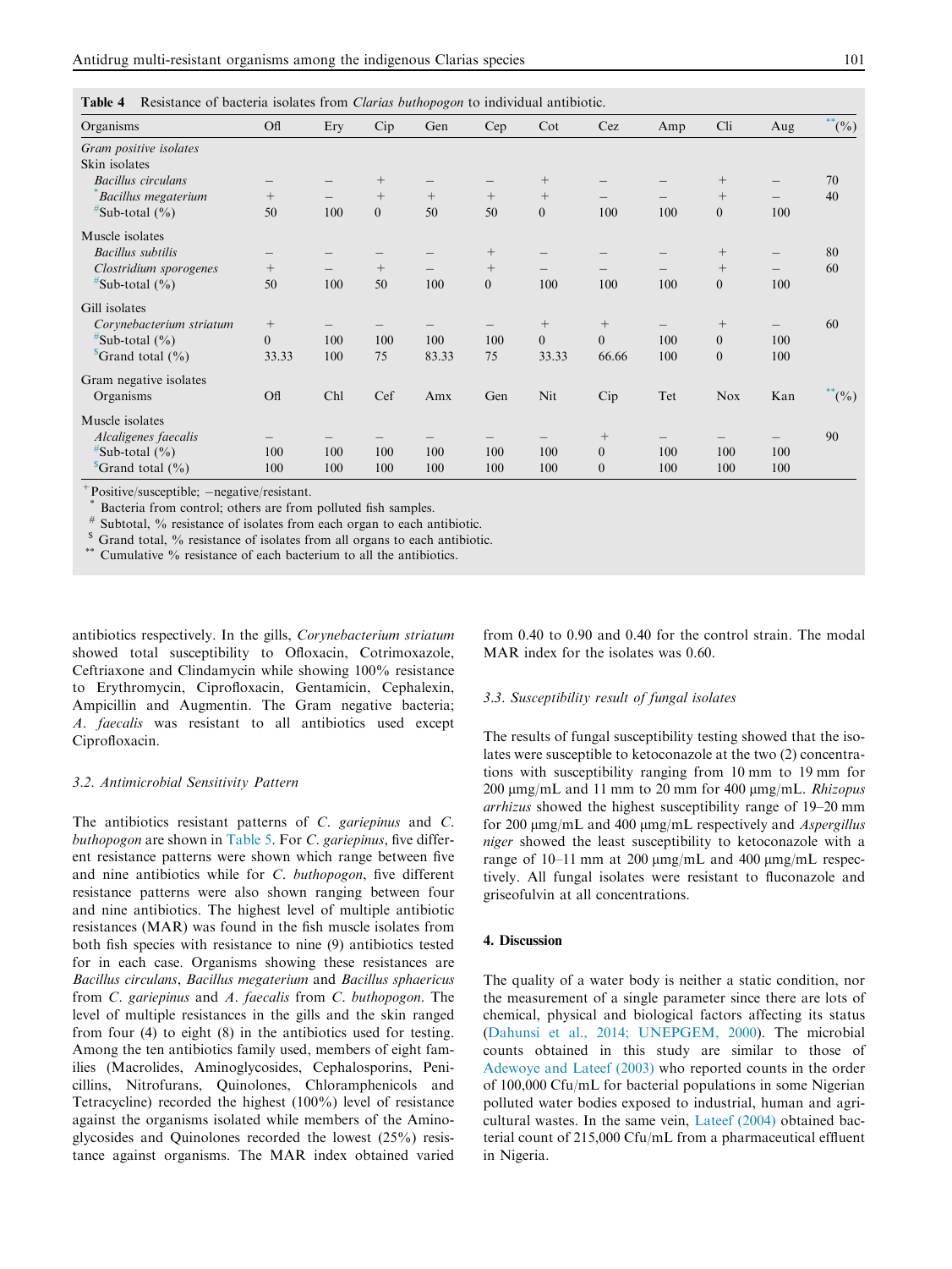**Table 4** Resistance of bacteria isolates from *Clarias buthopogon* to individual antibiotic.

| Organisms | Ofl | Ery | Cip | Gen | Cep | Cot | Cez | Amp | Cli | Aug | [**](%) |
|---|---|---|---|---|---|---|---|---|---|---|---|
| *Gram positive isolates* | | | | | | | | | | | |
| Skin isolates | | | | | | | | | | | |
| *Bacillus circulans* | – | – | + | – | – | + | – | – | + | – | 70 |
| [*]*Bacillus megaterium* | + | – | + | + | + | + | – | – | + | – | 40 |
| [#]Sub-total (%) | 50 | 100 | 0 | 50 | 50 | 0 | 100 | 100 | 0 | 100 | |
| Muscle isolates | | | | | | | | | | | |
| *Bacillus subtilis* | – | – | – | – | + | – | – | – | + | – | 80 |
| *Clostridium sporogenes* | + | – | + | – | + | – | – | – | + | – | 60 |
| [#]Sub-total (%) | 50 | 100 | 50 | 100 | 0 | 100 | 100 | 100 | 0 | 100 | |
| Gill isolates | | | | | | | | | | | |
| *Corynebacterium striatum* | + | – | – | – | – | + | + | – | + | – | 60 |
| [#]Sub-total (%) | 0 | 100 | 100 | 100 | 100 | 0 | 0 | 100 | 0 | 100 | |
| [$]Grand total (%) | 33.33 | 100 | 75 | 83.33 | 75 | 33.33 | 66.66 | 100 | 0 | 100 | |
| Gram negative isolates | | | | | | | | | | | |
| Organisms | Ofl | Chl | Cef | Amx | Gen | Nit | Cip | Tet | Nox | Kan | [**](%) |
| Muscle isolates | | | | | | | | | | | |
| *Alcaligenes faecalis* | – | – | – | – | – | – | + | – | – | – | 90 |
| [#]Sub-total (%) | 100 | 100 | 100 | 100 | 100 | 100 | 0 | 100 | 100 | 100 | |
| [$]Grand total (%) | 100 | 100 | 100 | 100 | 100 | 100 | 0 | 100 | 100 | 100 | |

[+]Positive/susceptible; –negative/resistant.
[*] Bacteria from control; others are from polluted fish samples.
[#] Subtotal, % resistance of isolates from each organ to each antibiotic.
[$] Grand total, % resistance of isolates from all organs to each antibiotic.
[**] Cumulative % resistance of each bacterium to all the antibiotics.

antibiotics respectively. In the gills, *Corynebacterium striatum* showed total susceptibility to Ofloxacin, Cotrimoxazole, Ceftriaxone and Clindamycin while showing 100% resistance to Erythromycin, Ciprofloxacin, Gentamicin, Cephalexin, Ampicillin and Augmentin. The Gram negative bacteria; *A. faecalis* was resistant to all antibiotics used except Ciprofloxacin.

### 3.2. Antimicrobial Sensitivity Pattern

The antibiotics resistant patterns of *C. gariepinus* and *C. buthopogon* are shown in Table 5. For *C. gariepinus*, five different resistance patterns were shown which range between five and nine antibiotics while for *C. buthopogon*, five different resistance patterns were also shown ranging between four and nine antibiotics. The highest level of multiple antibiotic resistances (MAR) was found in the fish muscle isolates from both fish species with resistance to nine (9) antibiotics tested for in each case. Organisms showing these resistances are *Bacillus circulans*, *Bacillus megaterium* and *Bacillus sphaericus* from *C. gariepinus* and *A. faecalis* from *C. buthopogon*. The level of multiple resistances in the gills and the skin ranged from four (4) to eight (8) in the antibiotics used for testing. Among the ten antibiotics family used, members of eight families (Macrolides, Aminoglycosides, Cephalosporins, Penicillins, Nitrofurans, Quinolones, Chloramphenicols and Tetracycline) recorded the highest (100%) level of resistance against the organisms isolated while members of the Aminoglycosides and Quinolones recorded the lowest (25%) resistance against organisms. The MAR index obtained varied from 0.40 to 0.90 and 0.40 for the control strain. The modal MAR index for the isolates was 0.60.

### 3.3. Susceptibility result of fungal isolates

The results of fungal susceptibility testing showed that the isolates were susceptible to ketoconazole at the two (2) concentrations with susceptibility ranging from 10 mm to 19 mm for 200 μmg/mL and 11 mm to 20 mm for 400 μmg/mL. *Rhizopus arrhizus* showed the highest susceptibility range of 19–20 mm for 200 μmg/mL and 400 μmg/mL respectively and *Aspergillus niger* showed the least susceptibility to ketoconazole with a range of 10–11 mm at 200 μmg/mL and 400 μmg/mL respectively. All fungal isolates were resistant to fluconazole and griseofulvin at all concentrations.

## 4. Discussion

The quality of a water body is neither a static condition, nor the measurement of a single parameter since there are lots of chemical, physical and biological factors affecting its status (Dahunsi et al., 2014; UNEPGEM, 2000). The microbial counts obtained in this study are similar to those of Adewoye and Lateef (2003) who reported counts in the order of 100,000 Cfu/mL for bacterial populations in some Nigerian polluted water bodies exposed to industrial, human and agricultural wastes. In the same vein, Lateef (2004) obtained bacterial count of 215,000 Cfu/mL from a pharmaceutical effluent in Nigeria.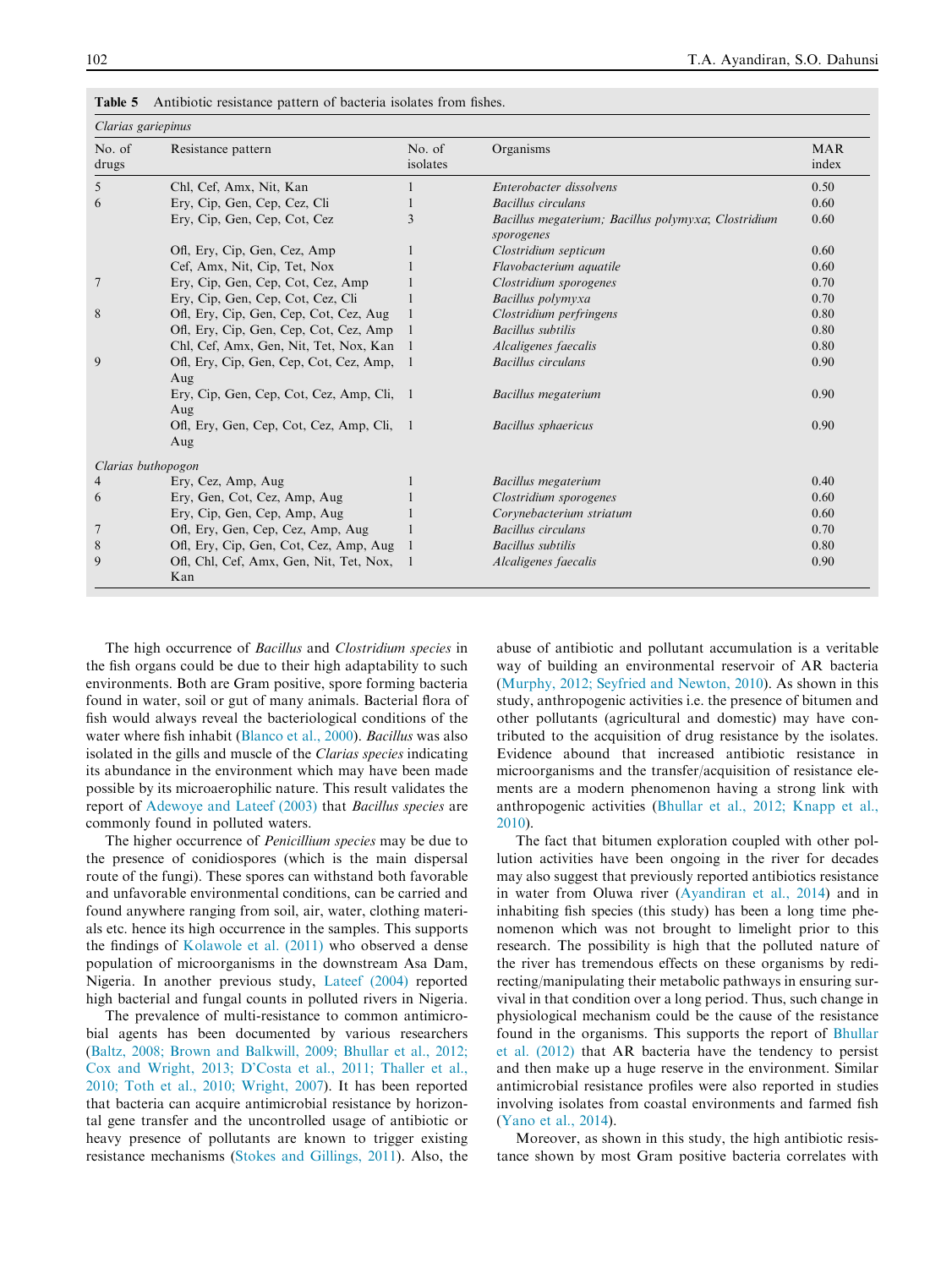**Table 5** Antibiotic resistance pattern of bacteria isolates from fishes.

| No. of drugs | Resistance pattern | No. of isolates | Organisms | MAR index |
|---|---|---|---|---|
| *Clarias gariepinus* | | | | |
| 5 | Chl, Cef, Amx, Nit, Kan | 1 | *Enterobacter dissolvens* | 0.50 |
| 6 | Ery, Cip, Gen, Cep, Cez, Cli | 1 | *Bacillus circulans* | 0.60 |
| | Ery, Cip, Gen, Cep, Cot, Cez | 3 | *Bacillus megaterium; Bacillus polymyxa*; *Clostridium sporogenes* | 0.60 |
| | Ofl, Ery, Cip, Gen, Cez, Amp | 1 | *Clostridium septicum* | 0.60 |
| | Cef, Amx, Nit, Cip, Tet, Nox | 1 | *Flavobacterium aquatile* | 0.60 |
| 7 | Ery, Cip, Gen, Cep, Cot, Cez, Amp | 1 | *Clostridium sporogenes* | 0.70 |
| | Ery, Cip, Gen, Cep, Cot, Cez, Cli | 1 | *Bacillus polymyxa* | 0.70 |
| 8 | Ofl, Ery, Cip, Gen, Cep, Cot, Cez, Aug | 1 | *Clostridium perfringens* | 0.80 |
| | Ofl, Ery, Cip, Gen, Cep, Cot, Cez, Amp | 1 | *Bacillus subtilis* | 0.80 |
| | Chl, Cef, Amx, Gen, Nit, Tet, Nox, Kan | 1 | *Alcaligenes faecalis* | 0.80 |
| 9 | Ofl, Ery, Cip, Gen, Cep, Cot, Cez, Amp, Aug | 1 | *Bacillus circulans* | 0.90 |
| | Ery, Cip, Gen, Cep, Cot, Cez, Amp, Cli, Aug | 1 | *Bacillus megaterium* | 0.90 |
| | Ofl, Ery, Gen, Cep, Cot, Cez, Amp, Cli, Aug | 1 | *Bacillus sphaericus* | 0.90 |
| *Clarias buthopogon* | | | | |
| 4 | Ery, Cez, Amp, Aug | 1 | *Bacillus megaterium* | 0.40 |
| 6 | Ery, Gen, Cot, Cez, Amp, Aug | 1 | *Clostridium sporogenes* | 0.60 |
| | Ery, Cip, Gen, Cep, Amp, Aug | 1 | *Corynebacterium striatum* | 0.60 |
| 7 | Ofl, Ery, Gen, Cep, Cez, Amp, Aug | 1 | *Bacillus circulans* | 0.70 |
| 8 | Ofl, Ery, Cip, Gen, Cot, Cez, Amp, Aug | 1 | *Bacillus subtilis* | 0.80 |
| 9 | Ofl, Chl, Cef, Amx, Gen, Nit, Tet, Nox, Kan | 1 | *Alcaligenes faecalis* | 0.90 |

The high occurrence of *Bacillus* and *Clostridium species* in the fish organs could be due to their high adaptability to such environments. Both are Gram positive, spore forming bacteria found in water, soil or gut of many animals. Bacterial flora of fish would always reveal the bacteriological conditions of the water where fish inhabit (Blanco et al., 2000). *Bacillus* was also isolated in the gills and muscle of the *Clarias species* indicating its abundance in the environment which may have been made possible by its microaerophilic nature. This result validates the report of Adewoye and Lateef (2003) that *Bacillus species* are commonly found in polluted waters.

The higher occurrence of *Penicillium species* may be due to the presence of conidiospores (which is the main dispersal route of the fungi). These spores can withstand both favorable and unfavorable environmental conditions, can be carried and found anywhere ranging from soil, air, water, clothing materials etc. hence its high occurrence in the samples. This supports the findings of Kolawole et al. (2011) who observed a dense population of microorganisms in the downstream Asa Dam, Nigeria. In another previous study, Lateef (2004) reported high bacterial and fungal counts in polluted rivers in Nigeria.

The prevalence of multi-resistance to common antimicrobial agents has been documented by various researchers (Baltz, 2008; Brown and Balkwill, 2009; Bhullar et al., 2012; Cox and Wright, 2013; D'Costa et al., 2011; Thaller et al., 2010; Toth et al., 2010; Wright, 2007). It has been reported that bacteria can acquire antimicrobial resistance by horizontal gene transfer and the uncontrolled usage of antibiotic or heavy presence of pollutants are known to trigger existing resistance mechanisms (Stokes and Gillings, 2011). Also, the abuse of antibiotic and pollutant accumulation is a veritable way of building an environmental reservoir of AR bacteria (Murphy, 2012; Seyfried and Newton, 2010). As shown in this study, anthropogenic activities i.e. the presence of bitumen and other pollutants (agricultural and domestic) may have contributed to the acquisition of drug resistance by the isolates. Evidence abound that increased antibiotic resistance in microorganisms and the transfer/acquisition of resistance elements are a modern phenomenon having a strong link with anthropogenic activities (Bhullar et al., 2012; Knapp et al., 2010).

The fact that bitumen exploration coupled with other pollution activities have been ongoing in the river for decades may also suggest that previously reported antibiotics resistance in water from Oluwa river (Ayandiran et al., 2014) and in inhabiting fish species (this study) has been a long time phenomenon which was not brought to limelight prior to this research. The possibility is high that the polluted nature of the river has tremendous effects on these organisms by redirecting/manipulating their metabolic pathways in ensuring survival in that condition over a long period. Thus, such change in physiological mechanism could be the cause of the resistance found in the organisms. This supports the report of Bhullar et al. (2012) that AR bacteria have the tendency to persist and then make up a huge reserve in the environment. Similar antimicrobial resistance profiles were also reported in studies involving isolates from coastal environments and farmed fish (Yano et al., 2014).

Moreover, as shown in this study, the high antibiotic resistance shown by most Gram positive bacteria correlates with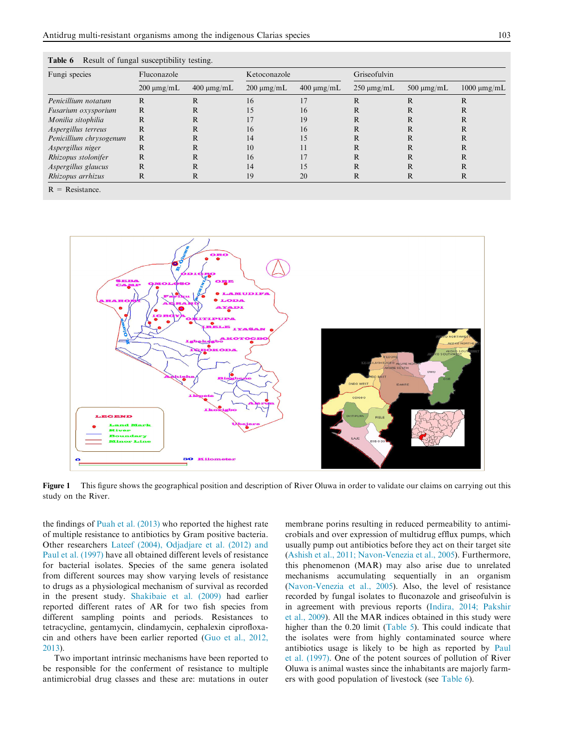**Table 6** Result of fungal susceptibility testing.

| Fungi species | Fluconazole | | Ketoconazole | | Griseofulvin | | |
|---|---|---|---|---|---|---|---|
| | 200 μmg/mL | 400 μmg/mL | 200 μmg/mL | 400 μmg/mL | 250 μmg/mL | 500 μmg/mL | 1000 μmg/mL |
| *Penicillium notatum* | R | R | 16 | 17 | R | R | R |
| *Fusarium oxysporium* | R | R | 15 | 16 | R | R | R |
| *Monilia sitophilia* | R | R | 17 | 19 | R | R | R |
| *Aspergillus terreus* | R | R | 16 | 16 | R | R | R |
| *Penicillium chrysogenum* | R | R | 14 | 15 | R | R | R |
| *Aspergillus niger* | R | R | 10 | 11 | R | R | R |
| *Rhizopus stolonifer* | R | R | 16 | 17 | R | R | R |
| *Aspergillus glaucus* | R | R | 14 | 15 | R | R | R |
| *Rhizopus arrhizus* | R | R | 19 | 20 | R | R | R |

R = Resistance.

**Figure 1** This figure shows the geographical position and description of River Oluwa in order to validate our claims on carrying out this study on the River.

the findings of Puah et al. (2013) who reported the highest rate of multiple resistance to antibiotics by Gram positive bacteria. Other researchers Lateef (2004), Odjadjare et al. (2012) and Paul et al. (1997) have all obtained different levels of resistance for bacterial isolates. Species of the same genera isolated from different sources may show varying levels of resistance to drugs as a physiological mechanism of survival as recorded in the present study. Shakibaie et al. (2009) had earlier reported different rates of AR for two fish species from different sampling points and periods. Resistances to tetracycline, gentamycin, clindamycin, cephalexin ciprofloxacin and others have been earlier reported (Guo et al., 2012, 2013).

Two important intrinsic mechanisms have been reported to be responsible for the conferment of resistance to multiple antimicrobial drug classes and these are: mutations in outer membrane porins resulting in reduced permeability to antimicrobials and over expression of multidrug efflux pumps, which usually pump out antibiotics before they act on their target site (Ashish et al., 2011; Navon-Venezia et al., 2005). Furthermore, this phenomenon (MAR) may also arise due to unrelated mechanisms accumulating sequentially in an organism (Navon-Venezia et al., 2005). Also, the level of resistance recorded by fungal isolates to fluconazole and griseofulvin is in agreement with previous reports (Indira, 2014; Pakshir et al., 2009). All the MAR indices obtained in this study were higher than the 0.20 limit (Table 5). This could indicate that the isolates were from highly contaminated source where antibiotics usage is likely to be high as reported by Paul et al. (1997). One of the potent sources of pollution of River Oluwa is animal wastes since the inhabitants are majorly farmers with good population of livestock (see Table 6).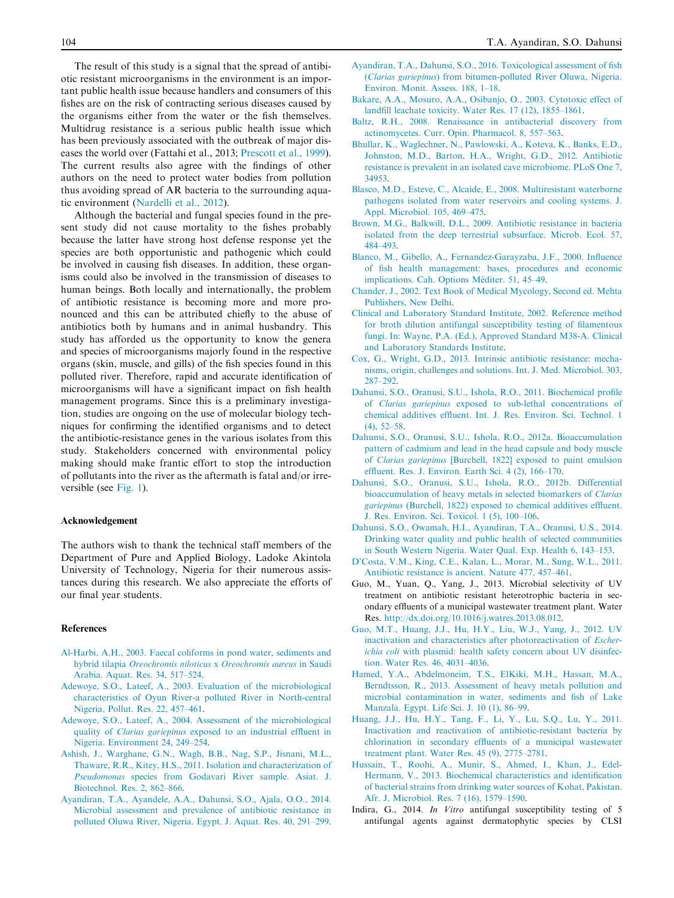The result of this study is a signal that the spread of antibiotic resistant microorganisms in the environment is an important public health issue because handlers and consumers of this fishes are on the risk of contracting serious diseases caused by the organisms either from the water or the fish themselves. Multidrug resistance is a serious public health issue which has been previously associated with the outbreak of major diseases the world over (Fattahi et al., 2013; Prescott et al., 1999). The current results also agree with the findings of other authors on the need to protect water bodies from pollution thus avoiding spread of AR bacteria to the surrounding aquatic environment (Nardelli et al., 2012).

Although the bacterial and fungal species found in the present study did not cause mortality to the fishes probably because the latter have strong host defense response yet the species are both opportunistic and pathogenic which could be involved in causing fish diseases. In addition, these organisms could also be involved in the transmission of diseases to human beings. Both locally and internationally, the problem of antibiotic resistance is becoming more and more pronounced and this can be attributed chiefly to the abuse of antibiotics both by humans and in animal husbandry. This study has afforded us the opportunity to know the genera and species of microorganisms majorly found in the respective organs (skin, muscle, and gills) of the fish species found in this polluted river. Therefore, rapid and accurate identification of microorganisms will have a significant impact on fish health management programs. Since this is a preliminary investigation, studies are ongoing on the use of molecular biology techniques for confirming the identified organisms and to detect the antibiotic-resistance genes in the various isolates from this study. Stakeholders concerned with environmental policy making should make frantic effort to stop the introduction of pollutants into the river as the aftermath is fatal and/or irreversible (see Fig. 1).

## Acknowledgement

The authors wish to thank the technical staff members of the Department of Pure and Applied Biology, Ladoke Akintola University of Technology, Nigeria for their numerous assistances during this research. We also appreciate the efforts of our final year students.

## References

Al-Harbi, A.H., 2003. Faecal coliforms in pond water, sediments and hybrid tilapia *Oreochromis niloticus* x *Oreochromis aureus* in Saudi Arabia. Aquat. Res. 34, 517–524.

Adewoye, S.O., Lateef, A., 2003. Evaluation of the microbiological characteristics of Oyun River-a polluted River in North-central Nigeria. Pollut. Res. 22, 457–461.

Adewoye, S.O., Lateef, A., 2004. Assessment of the microbiological quality of *Clarias gariepinus* exposed to an industrial effluent in Nigeria. Environment 24, 249–254.

Ashish, J., Warghane, G.N., Wagh, B.B., Nag, S.P., Jisnani, M.L., Thaware, R.R., Kitey, H.S., 2011. Isolation and characterization of *Pseudomonas* species from Godavari River sample. Asiat. J. Biotechnol. Res. 2, 862–866.

Ayandiran, T.A., Ayandele, A.A., Dahunsi, S.O., Ajala, O.O., 2014. Microbial assessment and prevalence of antibiotic resistance in polluted Oluwa River, Nigeria. Egypt. J. Aquat. Res. 40, 291–299.

Ayandiran, T.A., Dahunsi, S.O., 2016. Toxicological assessment of fish (*Clarias gariepinus*) from bitumen-polluted River Oluwa, Nigeria. Environ. Monit. Assess. 188, 1–18.

Bakare, A.A., Mosuro, A.A., Osibanjo, O., 2003. Cytotoxic effect of landfill leachate toxicity. Water Res. 17 (12), 1855–1861.

Baltz, R.H., 2008. Renaissance in antibacterial discovery from actinomycetes. Curr. Opin. Pharmacol. 8, 557–563.

Bhullar, K., Waglechner, N., Pawlowski, A., Koteva, K., Banks, E.D., Johnston, M.D., Barton, H.A., Wright, G.D., 2012. Antibiotic resistance is prevalent in an isolated cave microbiome. PLoS One 7, 34953.

Blasco, M.D., Esteve, C., Alcaide, E., 2008. Multiresistant waterborne pathogens isolated from water reservoirs and cooling systems. J. Appl. Microbiol. 105, 469–475.

Brown, M.G., Balkwill, D.L., 2009. Antibiotic resistance in bacteria isolated from the deep terrestrial subsurface. Microb. Ecol. 57, 484–493.

Blanco, M., Gibello, A., Fernandez-Garayzaba, J.F., 2000. Influence of fish health management: bases, procedures and economic implications. Cah. Options Méditer. 51, 45–49.

Chander, J., 2002. Text Book of Medical Mycology, Second ed. Mehta Publishers, New Delhi.

Clinical and Laboratory Standard Institute, 2002. Reference method for broth dilution antifungal susceptibility testing of filamentous fungi. In: Wayne, P.A. (Ed.), Approved Standard M38-A. Clinical and Laboratory Standards Institute.

Cox, G., Wright, G.D., 2013. Intrinsic antibiotic resistance: mechanisms, origin, challenges and solutions. Int. J. Med. Microbiol. 303, 287–292.

Dahunsi, S.O., Oranusi, S.U., Ishola, R.O., 2011. Biochemical profile of *Clarias gariepinus* exposed to sub-lethal concentrations of chemical additives effluent. Int. J. Res. Environ. Sci. Technol. 1 (4), 52–58.

Dahunsi, S.O., Oranusi, S.U., Ishola, R.O., 2012a. Bioaccumulation pattern of cadmium and lead in the head capsule and body muscle of *Clarias gariepinus* [Burchell, 1822] exposed to paint emulsion effluent. Res. J. Environ. Earth Sci. 4 (2), 166–170.

Dahunsi, S.O., Oranusi, S.U., Ishola, R.O., 2012b. Differential bioaccumulation of heavy metals in selected biomarkers of *Clarias gariepinus* (Burchell, 1822) exposed to chemical additives effluent. J. Res. Environ. Sci. Toxicol. 1 (5), 100–106.

Dahunsi, S.O., Owamah, H.I., Ayandiran, T.A., Oranusi, U.S., 2014. Drinking water quality and public health of selected communities in South Western Nigeria. Water Qual. Exp. Health 6, 143–153.

D'Costa, V.M., King, C.E., Kalan, L., Morar, M., Sung, W.L., 2011. Antibiotic resistance is ancient. Nature 477, 457–461.

Guo, M., Yuan, Q., Yang, J., 2013. Microbial selectivity of UV treatment on antibiotic resistant heterotrophic bacteria in secondary effluents of a municipal wastewater treatment plant. Water Res. http://dx.doi.org/10.1016/j.watres.2013.08.012.

Guo, M.T., Huang, J.J., Hu, H.Y., Liu, W.J., Yang, J., 2012. UV inactivation and characteristics after photoreactivation of *Escherichia coli* with plasmid: health safety concern about UV disinfection. Water Res. 46, 4031–4036.

Hamed, Y.A., Abdelmoneim, T.S., ElKiki, M.H., Hassan, M.A., Berndtsson, R., 2013. Assessment of heavy metals pollution and microbial contamination in water, sediments and fish of Lake Manzala. Egypt. Life Sci. J. 10 (1), 86–99.

Huang, J.J., Hu, H.Y., Tang, F., Li, Y., Lu, S.Q., Lu, Y., 2011. Inactivation and reactivation of antibiotic-resistant bacteria by chlorination in secondary effluents of a municipal wastewater treatment plant. Water Res. 45 (9), 2775–2781.

Hussain, T., Roohi, A., Munir, S., Ahmed, I., Khan, J., Edel-Hermann, V., 2013. Biochemical characteristics and identification of bacterial strains from drinking water sources of Kohat, Pakistan. Afr. J. Microbiol. Res. 7 (16), 1579–1590.

Indira, G., 2014. *In Vitro* antifungal susceptibility testing of 5 antifungal agents against dermatophytic species by CLSI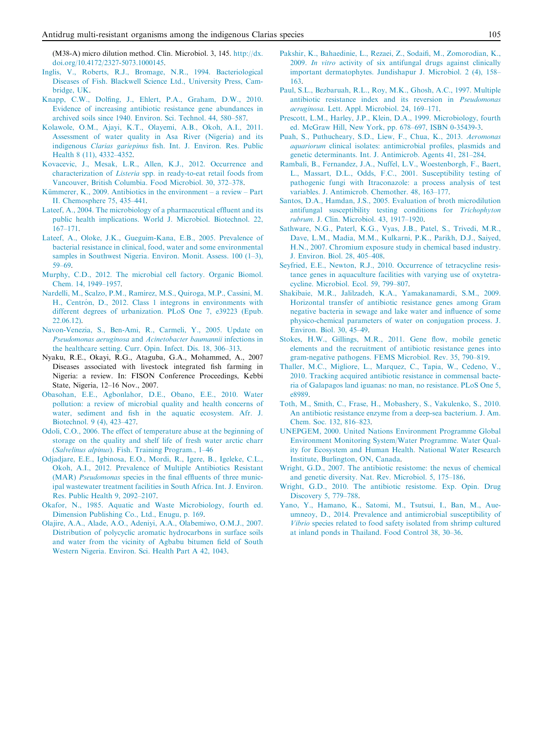(M38-A) micro dilution method. Clin. Microbiol. 3, 145. http://dx.doi.org/10.4172/2327-5073.1000145.

Inglis, V., Roberts, R.J., Bromage, N.R., 1994. Bacteriological Diseases of Fish. Blackwell Science Ltd., University Press, Cambridge, UK.

Knapp, C.W., Dolfing, J., Ehlert, P.A., Graham, D.W., 2010. Evidence of increasing antibiotic resistance gene abundances in archived soils since 1940. Environ. Sci. Technol. 44, 580–587.

Kolawole, O.M., Ajayi, K.T., Olayemi, A.B., Okoh, A.I., 2011. Assessment of water quality in Asa River (Nigeria) and its indigenous *Clarias gariepinus* fish. Int. J. Environ. Res. Public Health 8 (11), 4332–4352.

Kovacevic, J., Mesak, L.R., Allen, K.J., 2012. Occurrence and characterization of *Listeria* spp. in ready-to-eat retail foods from Vancouver, British Columbia. Food Microbiol. 30, 372–378.

Kümmerer, K., 2009. Antibiotics in the environment – a review – Part II. Chemosphere 75, 435–441.

Lateef, A., 2004. The microbiology of a pharmaceutical effluent and its public health implications. World J. Microbiol. Biotechnol. 22, 167–171.

Lateef, A., Oloke, J.K., Gueguim-Kana, E.B., 2005. Prevalence of bacterial resistance in clinical, food, water and some environmental samples in Southwest Nigeria. Environ. Monit. Assess. 100 (1–3), 59–69.

Murphy, C.D., 2012. The microbial cell factory. Organic Biomol. Chem. 14, 1949–1957.

Nardelli, M., Scalzo, P.M., Ramírez, M.S., Quiroga, M.P., Cassini, M. H., Centrón, D., 2012. Class 1 integrons in environments with different degrees of urbanization. PLoS One 7, e39223 (Epub. 22.06.12).

Navon-Venezia, S., Ben-Ami, R., Carmeli, Y., 2005. Update on *Pseudomonas aeruginosa* and *Acinetobacter baumannii* infections in the healthcare setting. Curr. Opin. Infect. Dis. 18, 306–313.

Nyaku, R.E., Okayi, R.G., Ataguba, G.A., Mohammed, A., 2007 Diseases associated with livestock integrated fish farming in Nigeria: a review. In: FISON Conference Proceedings, Kebbi State, Nigeria, 12–16 Nov., 2007.

Obasohan, E.E., Agbonlahor, D.E., Obano, E.E., 2010. Water pollution: a review of microbial quality and health concerns of water, sediment and fish in the aquatic ecosystem. Afr. J. Biotechnol. 9 (4), 423–427.

Odoli, C.O., 2006. The effect of temperature abuse at the beginning of storage on the quality and shelf life of fresh water arctic charr (*Salvelinus alpinus*). Fish. Training Program., 1–46

Odjadjare, E.E., Igbinosa, E.O., Mordi, R., Igere, B., Igeleke, C.L., Okoh, A.I., 2012. Prevalence of Multiple Antibiotics Resistant (MAR) *Pseudomonas* species in the final effluents of three municipal wastewater treatment facilities in South Africa. Int. J. Environ. Res. Public Health 9, 2092–2107.

Okafor, N., 1985. Aquatic and Waste Microbiology, fourth ed. Dimension Publishing Co., Ltd., Enugu, p. 169.

Olajire, A.A., Alade, A.O., Adeniyi, A.A., Olabemiwo, O.M.J., 2007. Distribution of polycyclic aromatic hydrocarbons in surface soils and water from the vicinity of Agbabu bitumen field of South Western Nigeria. Environ. Sci. Health Part A 42, 1043.

Pakshir, K., Bahaedinie, L., Rezaei, Z., Sodaifi, M., Zomorodian, K., 2009. *In vitro* activity of six antifungal drugs against clinically important dermatophytes. Jundishapur J. Microbiol. 2 (4), 158–163.

Paul, S.L., Bezbaruah, R.L., Roy, M.K., Ghosh, A.C., 1997. Multiple antibiotic resistance index and its reversion in *Pseudomonas aeruginosa*. Lett. Appl. Microbiol. 24, 169–171.

Prescott, L.M., Harley, J.P., Klein, D.A., 1999. Microbiology, fourth ed. McGraw Hill, New York, pp. 678–697, ISBN 0-35439-3.

Puah, S., Puthucheary, S.D., Liew, F., Chua, K., 2013. *Aeromonas aquariorum* clinical isolates: antimicrobial profiles, plasmids and genetic determinants. Int. J. Antimicrob. Agents 41, 281–284.

Rambali, B., Fernandez, J.A., Nuffel, L.V., Woestenborgh, F., Baert, L., Massart, D.L., Odds, F.C., 2001. Susceptibility testing of pathogenic fungi with Itraconazole: a process analysis of test variables. J. Antimicrob. Chemother. 48, 163–177.

Santos, D.A., Hamdan, J.S., 2005. Evaluation of broth microdilution antifungal susceptibility testing conditions for *Trichophyton rubrum*. J. Clin. Microbiol. 43, 1917–1920.

Sathware, N.G., Paterl, K.G., Vyas, J.B., Patel, S., Trivedi, M.R., Dave, L.M., Madia, M.M., Kulkarni, P.K., Parikh, D.J., Saiyed, H.N., 2007. Chromium exposure study in chemical based industry. J. Environ. Biol. 28, 405–408.

Seyfried, E.E., Newton, R.J., 2010. Occurrence of tetracycline resistance genes in aquaculture facilities with varying use of oxytetracycline. Microbiol. Ecol. 59, 799–807.

Shakibaie, M.R., Jalilzadeh, K.A., Yamakanamardi, S.M., 2009. Horizontal transfer of antibiotic resistance genes among Gram negative bacteria in sewage and lake water and influence of some physico-chemical parameters of water on conjugation process. J. Environ. Biol. 30, 45–49.

Stokes, H.W., Gillings, M.R., 2011. Gene flow, mobile genetic elements and the recruitment of antibiotic resistance genes into gram-negative pathogens. FEMS Microbiol. Rev. 35, 790–819.

Thaller, M.C., Migliore, L., Marquez, C., Tapia, W., Cedeno, V., 2010. Tracking acquired antibiotic resistance in commensal bacteria of Galapagos land iguanas: no man, no resistance. PLoS One 5, e8989.

Toth, M., Smith, C., Frase, H., Mobashery, S., Vakulenko, S., 2010. An antibiotic resistance enzyme from a deep-sea bacterium. J. Am. Chem. Soc. 132, 816–823.

UNEPGEM, 2000. United Nations Environment Programme Global Environment Monitoring System/Water Programme. Water Quality for Ecosystem and Human Health. National Water Research Institute, Burlington, ON, Canada.

Wright, G.D., 2007. The antibiotic resistome: the nexus of chemical and genetic diversity. Nat. Rev. Microbiol. 5, 175–186.

Wright, G.D., 2010. The antibiotic resistome. Exp. Opin. Drug Discovery 5, 779–788.

Yano, Y., Hamano, K., Satomi, M., Tsutsui, I., Ban, M., Aue-umneoy, D., 2014. Prevalence and antimicrobial susceptibility of *Vibrio* species related to food safety isolated from shrimp cultured at inland ponds in Thailand. Food Control 38, 30–36.